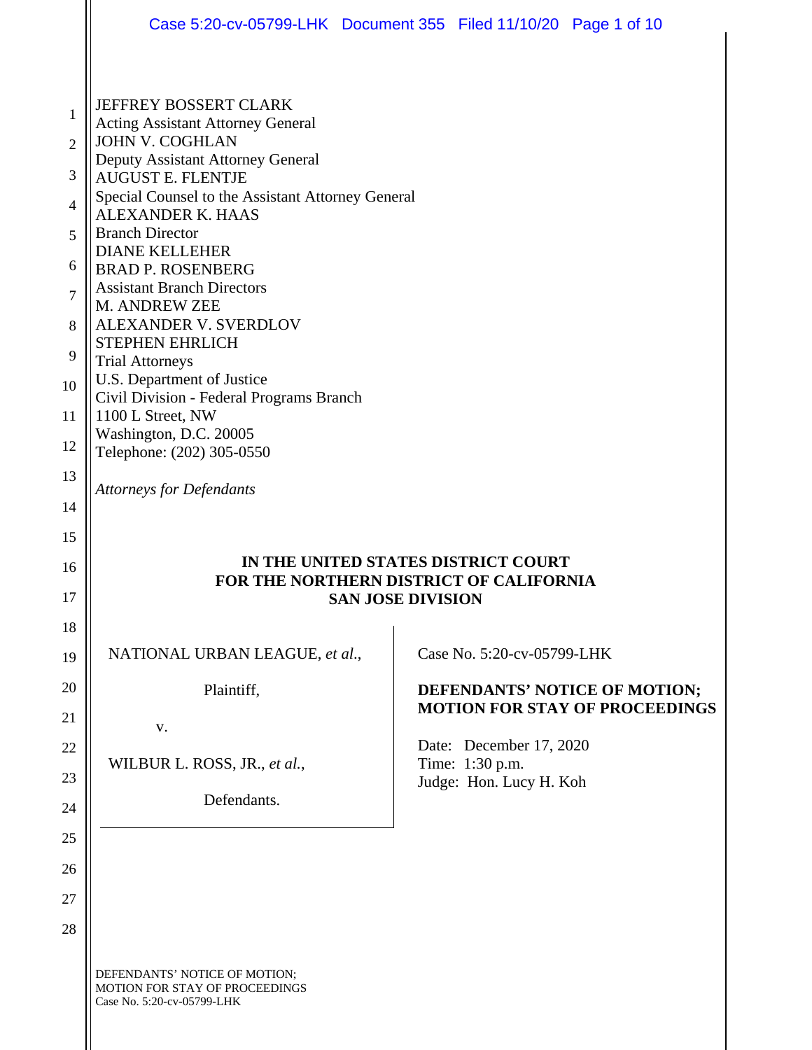JEFFREY BOSSERT CLARK
Acting Assistant Attorney General
JOHN V. COGHLAN
Deputy Assistant Attorney General
AUGUST E. FLENTJE
Special Counsel to the Assistant Attorney General
ALEXANDER K. HAAS
Branch Director
DIANE KELLEHER
BRAD P. ROSENBERG
Assistant Branch Directors
M. ANDREW ZEE
ALEXANDER V. SVERDLOV
STEPHEN EHRLICH
Trial Attorneys
U.S. Department of Justice
Civil Division - Federal Programs Branch
1100 L Street, NW
Washington, D.C. 20005
Telephone: (202) 305-0550

*Attorneys for Defendants*

**IN THE UNITED STATES DISTRICT COURT**
**FOR THE NORTHERN DISTRICT OF CALIFORNIA**
**SAN JOSE DIVISION**

NATIONAL URBAN LEAGUE, *et al.*,

Plaintiff,

v.

WILBUR L. ROSS, JR., *et al.*,

Defendants.

Case No. 5:20-cv-05799-LHK

**DEFENDANTS' NOTICE OF MOTION; MOTION FOR STAY OF PROCEEDINGS**

Date: December 17, 2020
Time: 1:30 p.m.
Judge: Hon. Lucy H. Koh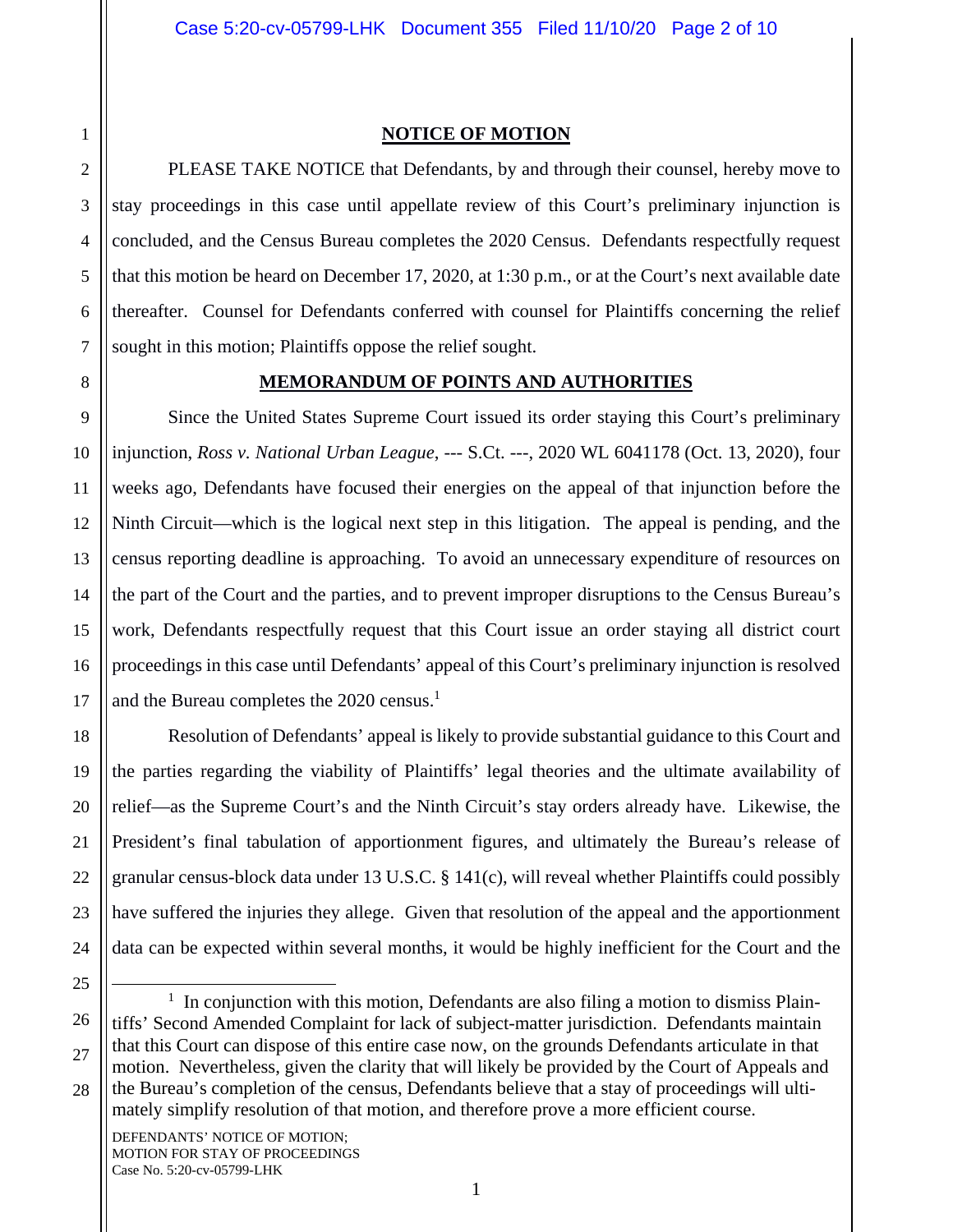## NOTICE OF MOTION

PLEASE TAKE NOTICE that Defendants, by and through their counsel, hereby move to stay proceedings in this case until appellate review of this Court's preliminary injunction is concluded, and the Census Bureau completes the 2020 Census. Defendants respectfully request that this motion be heard on December 17, 2020, at 1:30 p.m., or at the Court's next available date thereafter. Counsel for Defendants conferred with counsel for Plaintiffs concerning the relief sought in this motion; Plaintiffs oppose the relief sought.

## MEMORANDUM OF POINTS AND AUTHORITIES

Since the United States Supreme Court issued its order staying this Court's preliminary injunction, *Ross v. National Urban League*, --- S.Ct. ---, 2020 WL 6041178 (Oct. 13, 2020), four weeks ago, Defendants have focused their energies on the appeal of that injunction before the Ninth Circuit—which is the logical next step in this litigation. The appeal is pending, and the census reporting deadline is approaching. To avoid an unnecessary expenditure of resources on the part of the Court and the parties, and to prevent improper disruptions to the Census Bureau's work, Defendants respectfully request that this Court issue an order staying all district court proceedings in this case until Defendants' appeal of this Court's preliminary injunction is resolved and the Bureau completes the 2020 census.[1]

Resolution of Defendants' appeal is likely to provide substantial guidance to this Court and the parties regarding the viability of Plaintiffs' legal theories and the ultimate availability of relief—as the Supreme Court's and the Ninth Circuit's stay orders already have. Likewise, the President's final tabulation of apportionment figures, and ultimately the Bureau's release of granular census-block data under 13 U.S.C. § 141(c), will reveal whether Plaintiffs could possibly have suffered the injuries they allege. Given that resolution of the appeal and the apportionment data can be expected within several months, it would be highly inefficient for the Court and the

[1] In conjunction with this motion, Defendants are also filing a motion to dismiss Plaintiffs' Second Amended Complaint for lack of subject-matter jurisdiction. Defendants maintain that this Court can dispose of this entire case now, on the grounds Defendants articulate in that motion. Nevertheless, given the clarity that will likely be provided by the Court of Appeals and the Bureau's completion of the census, Defendants believe that a stay of proceedings will ultimately simplify resolution of that motion, and therefore prove a more efficient course.

DEFENDANTS' NOTICE OF MOTION;
MOTION FOR STAY OF PROCEEDINGS
Case No. 5:20-cv-05799-LHK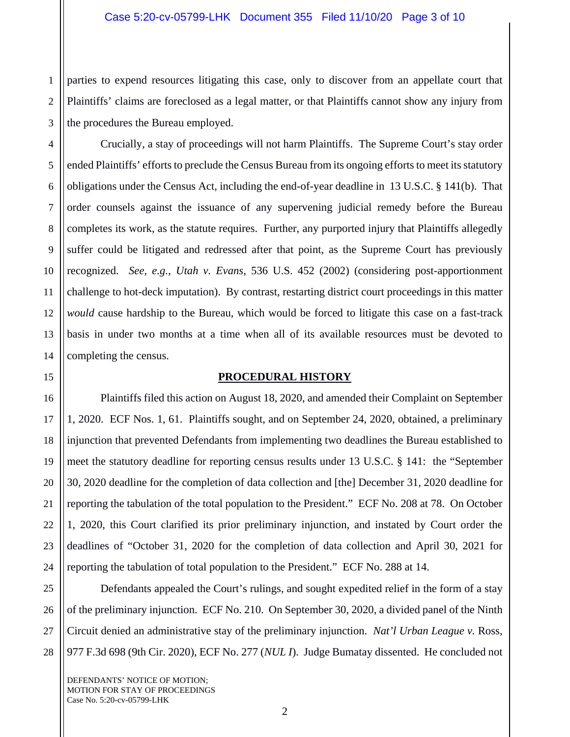parties to expend resources litigating this case, only to discover from an appellate court that Plaintiffs' claims are foreclosed as a legal matter, or that Plaintiffs cannot show any injury from the procedures the Bureau employed.

Crucially, a stay of proceedings will not harm Plaintiffs. The Supreme Court's stay order ended Plaintiffs' efforts to preclude the Census Bureau from its ongoing efforts to meet its statutory obligations under the Census Act, including the end-of-year deadline in 13 U.S.C. § 141(b). That order counsels against the issuance of any supervening judicial remedy before the Bureau completes its work, as the statute requires. Further, any purported injury that Plaintiffs allegedly suffer could be litigated and redressed after that point, as the Supreme Court has previously recognized. *See, e.g.*, *Utah v. Evans*, 536 U.S. 452 (2002) (considering post-apportionment challenge to hot-deck imputation). By contrast, restarting district court proceedings in this matter *would* cause hardship to the Bureau, which would be forced to litigate this case on a fast-track basis in under two months at a time when all of its available resources must be devoted to completing the census.

## PROCEDURAL HISTORY

Plaintiffs filed this action on August 18, 2020, and amended their Complaint on September 1, 2020. ECF Nos. 1, 61. Plaintiffs sought, and on September 24, 2020, obtained, a preliminary injunction that prevented Defendants from implementing two deadlines the Bureau established to meet the statutory deadline for reporting census results under 13 U.S.C. § 141: the "September 30, 2020 deadline for the completion of data collection and [the] December 31, 2020 deadline for reporting the tabulation of the total population to the President." ECF No. 208 at 78. On October 1, 2020, this Court clarified its prior preliminary injunction, and instated by Court order the deadlines of "October 31, 2020 for the completion of data collection and April 30, 2021 for reporting the tabulation of total population to the President." ECF No. 288 at 14.

Defendants appealed the Court's rulings, and sought expedited relief in the form of a stay of the preliminary injunction. ECF No. 210. On September 30, 2020, a divided panel of the Ninth Circuit denied an administrative stay of the preliminary injunction. *Nat'l Urban League v.* Ross, 977 F.3d 698 (9th Cir. 2020), ECF No. 277 (*NUL I*). Judge Bumatay dissented. He concluded not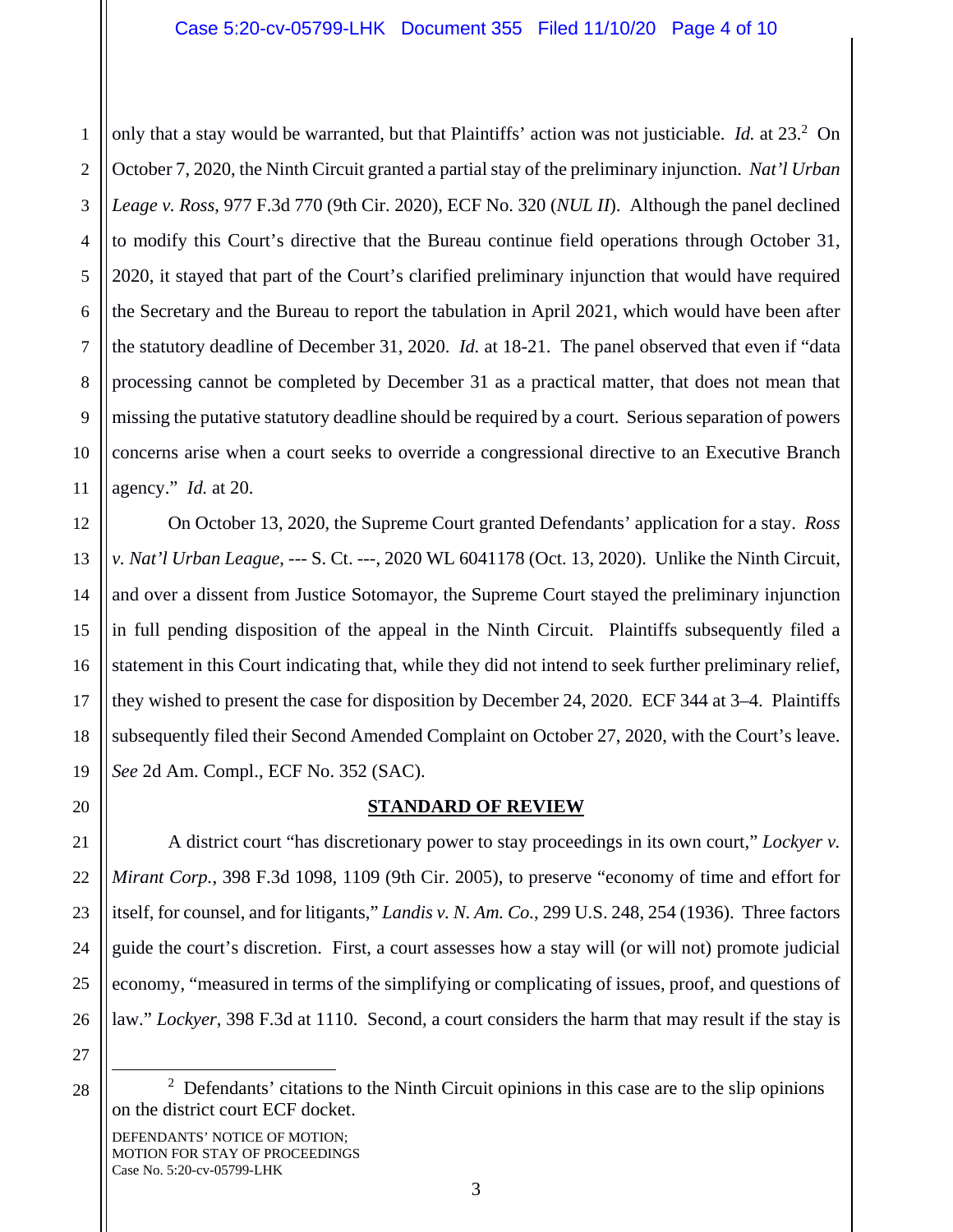only that a stay would be warranted, but that Plaintiffs' action was not justiciable. *Id.* at 23.[2] On October 7, 2020, the Ninth Circuit granted a partial stay of the preliminary injunction. *Nat'l Urban League v. Ross*, 977 F.3d 770 (9th Cir. 2020), ECF No. 320 (*NUL II*). Although the panel declined to modify this Court's directive that the Bureau continue field operations through October 31, 2020, it stayed that part of the Court's clarified preliminary injunction that would have required the Secretary and the Bureau to report the tabulation in April 2021, which would have been after the statutory deadline of December 31, 2020. *Id.* at 18-21. The panel observed that even if "data processing cannot be completed by December 31 as a practical matter, that does not mean that missing the putative statutory deadline should be required by a court. Serious separation of powers concerns arise when a court seeks to override a congressional directive to an Executive Branch agency." *Id.* at 20.

On October 13, 2020, the Supreme Court granted Defendants' application for a stay. *Ross v. Nat'l Urban League*, --- S. Ct. ---, 2020 WL 6041178 (Oct. 13, 2020). Unlike the Ninth Circuit, and over a dissent from Justice Sotomayor, the Supreme Court stayed the preliminary injunction in full pending disposition of the appeal in the Ninth Circuit. Plaintiffs subsequently filed a statement in this Court indicating that, while they did not intend to seek further preliminary relief, they wished to present the case for disposition by December 24, 2020. ECF 344 at 3–4. Plaintiffs subsequently filed their Second Amended Complaint on October 27, 2020, with the Court's leave. *See* 2d Am. Compl., ECF No. 352 (SAC).

## STANDARD OF REVIEW

A district court "has discretionary power to stay proceedings in its own court," *Lockyer v. Mirant Corp.*, 398 F.3d 1098, 1109 (9th Cir. 2005), to preserve "economy of time and effort for itself, for counsel, and for litigants," *Landis v. N. Am. Co.*, 299 U.S. 248, 254 (1936). Three factors guide the court's discretion. First, a court assesses how a stay will (or will not) promote judicial economy, "measured in terms of the simplifying or complicating of issues, proof, and questions of law." *Lockyer*, 398 F.3d at 1110. Second, a court considers the harm that may result if the stay is

[2] Defendants' citations to the Ninth Circuit opinions in this case are to the slip opinions on the district court ECF docket.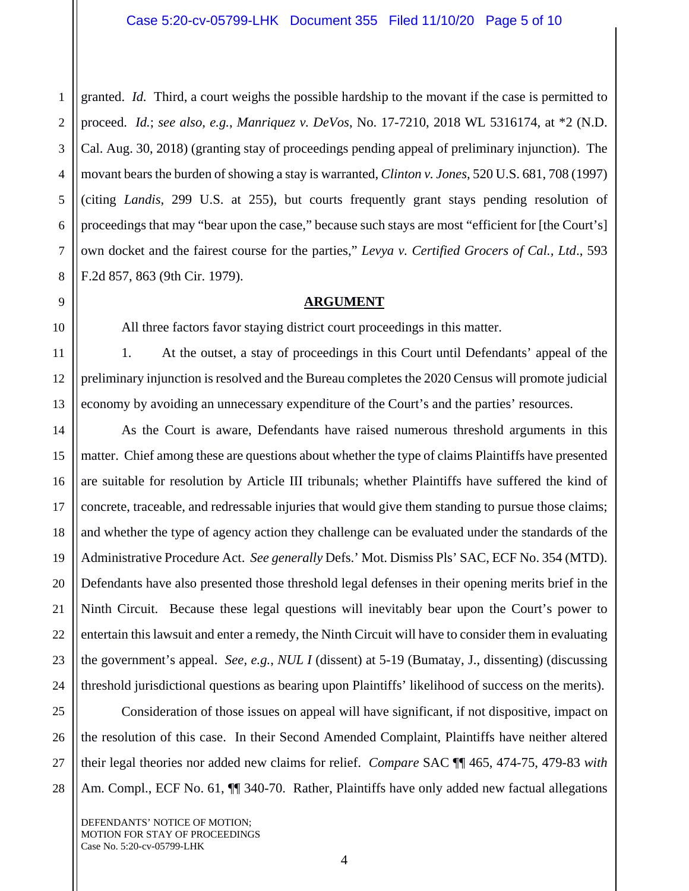granted. *Id.* Third, a court weighs the possible hardship to the movant if the case is permitted to proceed. *Id.*; *see also, e.g.*, *Manriquez v. DeVos*, No. 17-7210, 2018 WL 5316174, at *2 (N.D. Cal. Aug. 30, 2018) (granting stay of proceedings pending appeal of preliminary injunction). The movant bears the burden of showing a stay is warranted, *Clinton v. Jones*, 520 U.S. 681, 708 (1997) (citing *Landis*, 299 U.S. at 255), but courts frequently grant stays pending resolution of proceedings that may "bear upon the case," because such stays are most "efficient for [the Court's] own docket and the fairest course for the parties," *Levya v. Certified Grocers of Cal., Ltd.*, 593 F.2d 857, 863 (9th Cir. 1979).

## ARGUMENT

All three factors favor staying district court proceedings in this matter.

1. At the outset, a stay of proceedings in this Court until Defendants' appeal of the preliminary injunction is resolved and the Bureau completes the 2020 Census will promote judicial economy by avoiding an unnecessary expenditure of the Court's and the parties' resources.

As the Court is aware, Defendants have raised numerous threshold arguments in this matter. Chief among these are questions about whether the type of claims Plaintiffs have presented are suitable for resolution by Article III tribunals; whether Plaintiffs have suffered the kind of concrete, traceable, and redressable injuries that would give them standing to pursue those claims; and whether the type of agency action they challenge can be evaluated under the standards of the Administrative Procedure Act. *See generally* Defs.' Mot. Dismiss Pls' SAC, ECF No. 354 (MTD). Defendants have also presented those threshold legal defenses in their opening merits brief in the Ninth Circuit. Because these legal questions will inevitably bear upon the Court's power to entertain this lawsuit and enter a remedy, the Ninth Circuit will have to consider them in evaluating the government's appeal. *See, e.g.*, *NUL I* (dissent) at 5-19 (Bumatay, J., dissenting) (discussing threshold jurisdictional questions as bearing upon Plaintiffs' likelihood of success on the merits).

Consideration of those issues on appeal will have significant, if not dispositive, impact on the resolution of this case. In their Second Amended Complaint, Plaintiffs have neither altered their legal theories nor added new claims for relief. *Compare* SAC ¶¶ 465, 474-75, 479-83 *with* Am. Compl., ECF No. 61, ¶¶ 340-70. Rather, Plaintiffs have only added new factual allegations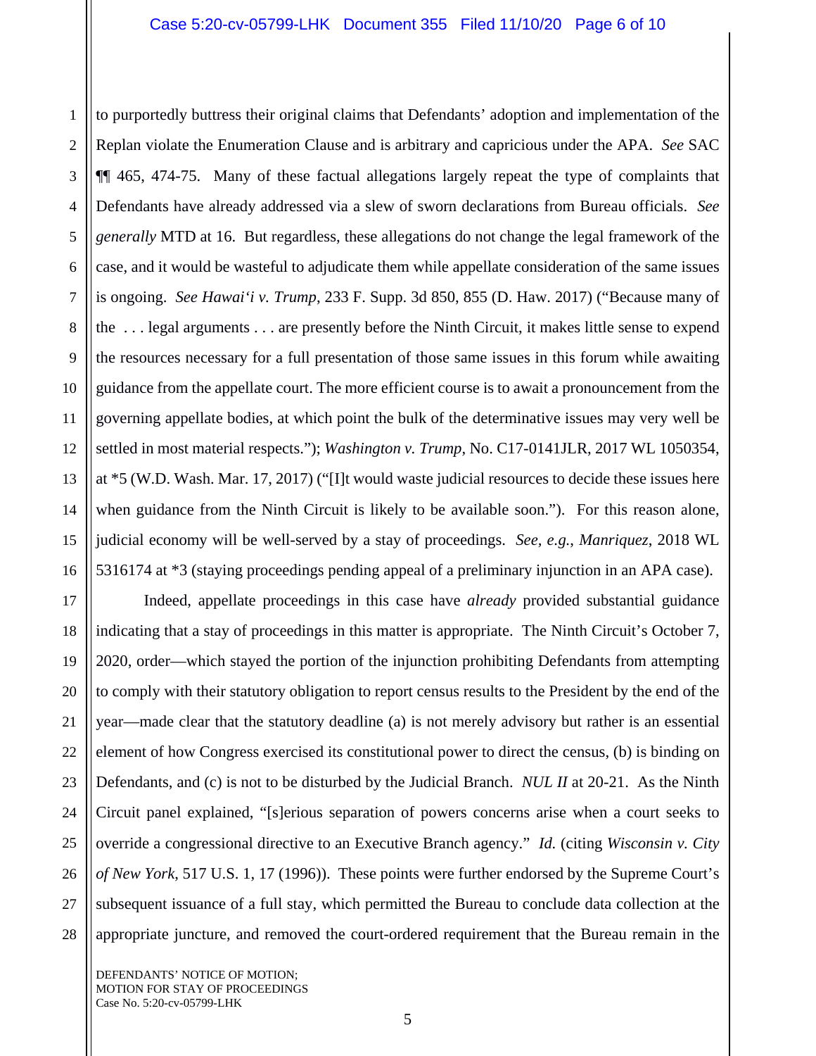to purportedly buttress their original claims that Defendants' adoption and implementation of the Replan violate the Enumeration Clause and is arbitrary and capricious under the APA. *See* SAC ¶¶ 465, 474-75. Many of these factual allegations largely repeat the type of complaints that Defendants have already addressed via a slew of sworn declarations from Bureau officials. *See generally* MTD at 16. But regardless, these allegations do not change the legal framework of the case, and it would be wasteful to adjudicate them while appellate consideration of the same issues is ongoing. *See Hawai'i v. Trump*, 233 F. Supp. 3d 850, 855 (D. Haw. 2017) ("Because many of the . . . legal arguments . . . are presently before the Ninth Circuit, it makes little sense to expend the resources necessary for a full presentation of those same issues in this forum while awaiting guidance from the appellate court. The more efficient course is to await a pronouncement from the governing appellate bodies, at which point the bulk of the determinative issues may very well be settled in most material respects."); *Washington v. Trump*, No. C17-0141JLR, 2017 WL 1050354, at *5 (W.D. Wash. Mar. 17, 2017) ("[I]t would waste judicial resources to decide these issues here when guidance from the Ninth Circuit is likely to be available soon."). For this reason alone, judicial economy will be well-served by a stay of proceedings. *See, e.g.*, *Manriquez*, 2018 WL 5316174 at *3 (staying proceedings pending appeal of a preliminary injunction in an APA case).

Indeed, appellate proceedings in this case have *already* provided substantial guidance indicating that a stay of proceedings in this matter is appropriate. The Ninth Circuit's October 7, 2020, order—which stayed the portion of the injunction prohibiting Defendants from attempting to comply with their statutory obligation to report census results to the President by the end of the year—made clear that the statutory deadline (a) is not merely advisory but rather is an essential element of how Congress exercised its constitutional power to direct the census, (b) is binding on Defendants, and (c) is not to be disturbed by the Judicial Branch. *NUL II* at 20-21. As the Ninth Circuit panel explained, "[s]erious separation of powers concerns arise when a court seeks to override a congressional directive to an Executive Branch agency." *Id.* (citing *Wisconsin v. City of New York*, 517 U.S. 1, 17 (1996)). These points were further endorsed by the Supreme Court's subsequent issuance of a full stay, which permitted the Bureau to conclude data collection at the appropriate juncture, and removed the court-ordered requirement that the Bureau remain in the

DEFENDANTS' NOTICE OF MOTION;
MOTION FOR STAY OF PROCEEDINGS
Case No. 5:20-cv-05799-LHK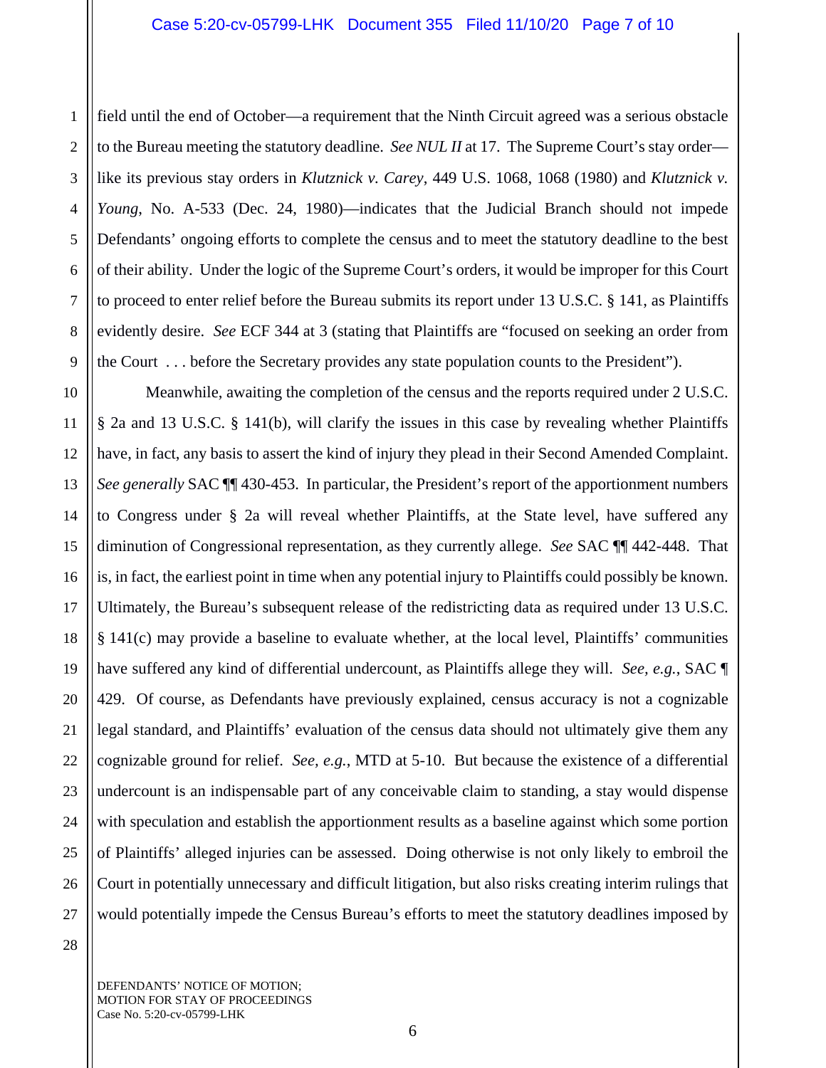field until the end of October—a requirement that the Ninth Circuit agreed was a serious obstacle to the Bureau meeting the statutory deadline. *See NUL II* at 17. The Supreme Court's stay order—like its previous stay orders in *Klutznick v. Carey*, 449 U.S. 1068, 1068 (1980) and *Klutznick v. Young*, No. A-533 (Dec. 24, 1980)—indicates that the Judicial Branch should not impede Defendants' ongoing efforts to complete the census and to meet the statutory deadline to the best of their ability. Under the logic of the Supreme Court's orders, it would be improper for this Court to proceed to enter relief before the Bureau submits its report under 13 U.S.C. § 141, as Plaintiffs evidently desire. *See* ECF 344 at 3 (stating that Plaintiffs are "focused on seeking an order from the Court . . . before the Secretary provides any state population counts to the President").

Meanwhile, awaiting the completion of the census and the reports required under 2 U.S.C. § 2a and 13 U.S.C. § 141(b), will clarify the issues in this case by revealing whether Plaintiffs have, in fact, any basis to assert the kind of injury they plead in their Second Amended Complaint. *See generally* SAC ¶¶ 430-453. In particular, the President's report of the apportionment numbers to Congress under § 2a will reveal whether Plaintiffs, at the State level, have suffered any diminution of Congressional representation, as they currently allege. *See* SAC ¶¶ 442-448. That is, in fact, the earliest point in time when any potential injury to Plaintiffs could possibly be known. Ultimately, the Bureau's subsequent release of the redistricting data as required under 13 U.S.C. § 141(c) may provide a baseline to evaluate whether, at the local level, Plaintiffs' communities have suffered any kind of differential undercount, as Plaintiffs allege they will. *See, e.g.*, SAC ¶ 429. Of course, as Defendants have previously explained, census accuracy is not a cognizable legal standard, and Plaintiffs' evaluation of the census data should not ultimately give them any cognizable ground for relief. *See, e.g.*, MTD at 5-10. But because the existence of a differential undercount is an indispensable part of any conceivable claim to standing, a stay would dispense with speculation and establish the apportionment results as a baseline against which some portion of Plaintiffs' alleged injuries can be assessed. Doing otherwise is not only likely to embroil the Court in potentially unnecessary and difficult litigation, but also risks creating interim rulings that would potentially impede the Census Bureau's efforts to meet the statutory deadlines imposed by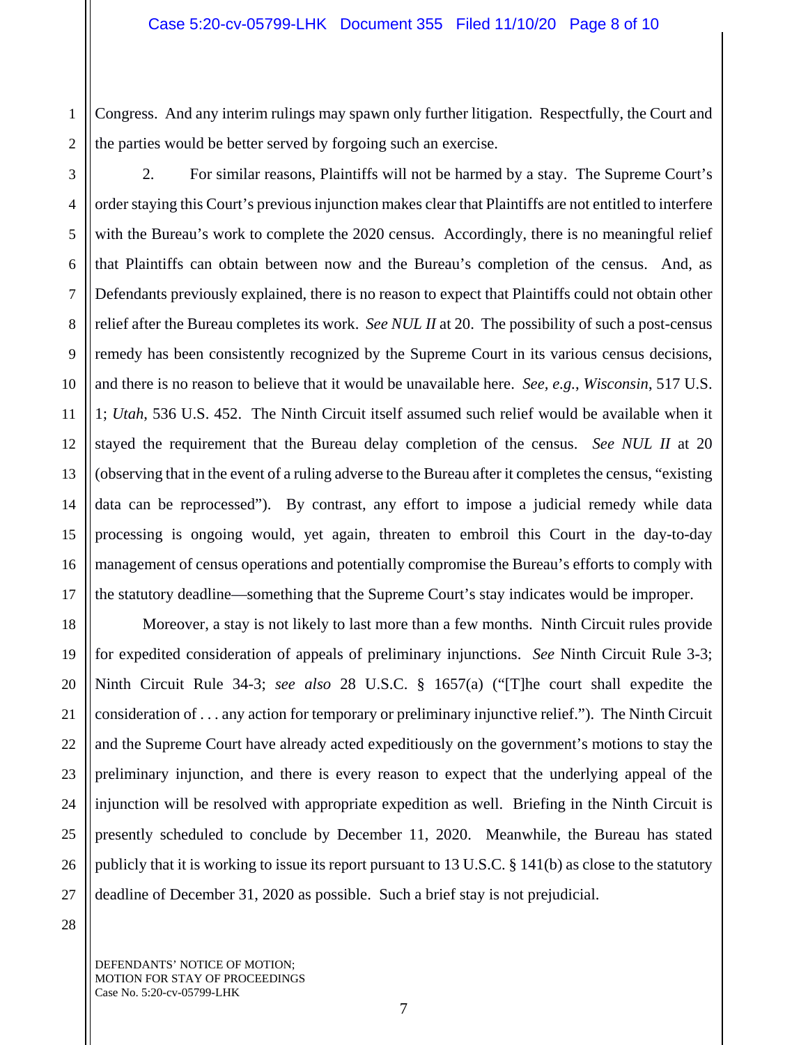Congress. And any interim rulings may spawn only further litigation. Respectfully, the Court and the parties would be better served by forgoing such an exercise.

2. For similar reasons, Plaintiffs will not be harmed by a stay. The Supreme Court's order staying this Court's previous injunction makes clear that Plaintiffs are not entitled to interfere with the Bureau's work to complete the 2020 census. Accordingly, there is no meaningful relief that Plaintiffs can obtain between now and the Bureau's completion of the census. And, as Defendants previously explained, there is no reason to expect that Plaintiffs could not obtain other relief after the Bureau completes its work. *See NUL II* at 20. The possibility of such a post-census remedy has been consistently recognized by the Supreme Court in its various census decisions, and there is no reason to believe that it would be unavailable here. *See, e.g.*, *Wisconsin*, 517 U.S. 1; *Utah*, 536 U.S. 452. The Ninth Circuit itself assumed such relief would be available when it stayed the requirement that the Bureau delay completion of the census. *See NUL II* at 20 (observing that in the event of a ruling adverse to the Bureau after it completes the census, "existing data can be reprocessed"). By contrast, any effort to impose a judicial remedy while data processing is ongoing would, yet again, threaten to embroil this Court in the day-to-day management of census operations and potentially compromise the Bureau's efforts to comply with the statutory deadline—something that the Supreme Court's stay indicates would be improper.

Moreover, a stay is not likely to last more than a few months. Ninth Circuit rules provide for expedited consideration of appeals of preliminary injunctions. *See* Ninth Circuit Rule 3-3; Ninth Circuit Rule 34-3; *see also* 28 U.S.C. § 1657(a) ("[T]he court shall expedite the consideration of . . . any action for temporary or preliminary injunctive relief."). The Ninth Circuit and the Supreme Court have already acted expeditiously on the government's motions to stay the preliminary injunction, and there is every reason to expect that the underlying appeal of the injunction will be resolved with appropriate expedition as well. Briefing in the Ninth Circuit is presently scheduled to conclude by December 11, 2020. Meanwhile, the Bureau has stated publicly that it is working to issue its report pursuant to 13 U.S.C. § 141(b) as close to the statutory deadline of December 31, 2020 as possible. Such a brief stay is not prejudicial.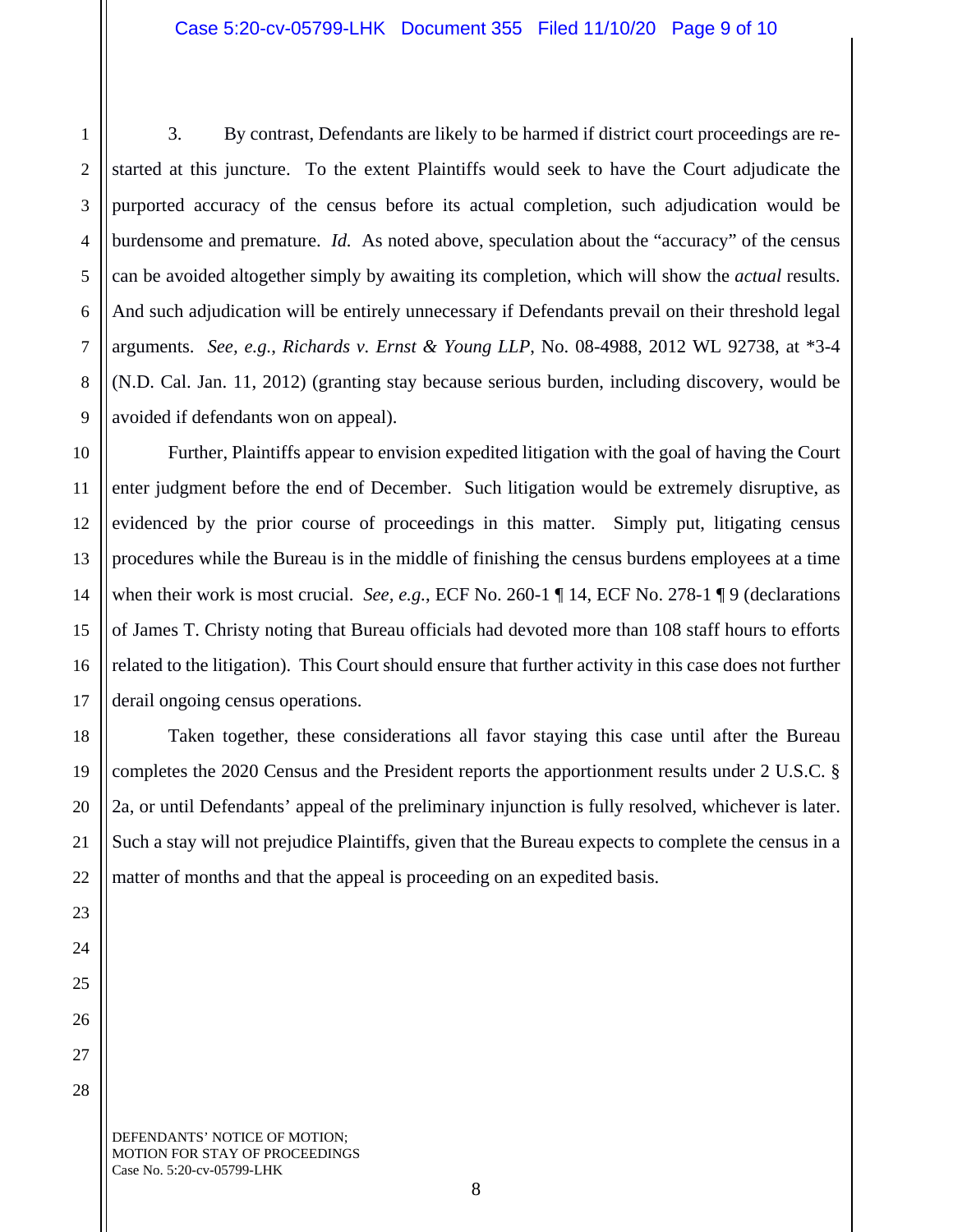3. By contrast, Defendants are likely to be harmed if district court proceedings are re-started at this juncture. To the extent Plaintiffs would seek to have the Court adjudicate the purported accuracy of the census before its actual completion, such adjudication would be burdensome and premature. *Id.* As noted above, speculation about the "accuracy" of the census can be avoided altogether simply by awaiting its completion, which will show the *actual* results. And such adjudication will be entirely unnecessary if Defendants prevail on their threshold legal arguments. *See, e.g.*, *Richards v. Ernst & Young LLP*, No. 08-4988, 2012 WL 92738, at *3-4 (N.D. Cal. Jan. 11, 2012) (granting stay because serious burden, including discovery, would be avoided if defendants won on appeal).

Further, Plaintiffs appear to envision expedited litigation with the goal of having the Court enter judgment before the end of December. Such litigation would be extremely disruptive, as evidenced by the prior course of proceedings in this matter. Simply put, litigating census procedures while the Bureau is in the middle of finishing the census burdens employees at a time when their work is most crucial. *See, e.g.*, ECF No. 260-1 ¶ 14, ECF No. 278-1 ¶ 9 (declarations of James T. Christy noting that Bureau officials had devoted more than 108 staff hours to efforts related to the litigation). This Court should ensure that further activity in this case does not further derail ongoing census operations.

Taken together, these considerations all favor staying this case until after the Bureau completes the 2020 Census and the President reports the apportionment results under 2 U.S.C. § 2a, or until Defendants' appeal of the preliminary injunction is fully resolved, whichever is later. Such a stay will not prejudice Plaintiffs, given that the Bureau expects to complete the census in a matter of months and that the appeal is proceeding on an expedited basis.

DEFENDANTS' NOTICE OF MOTION;
MOTION FOR STAY OF PROCEEDINGS
Case No. 5:20-cv-05799-LHK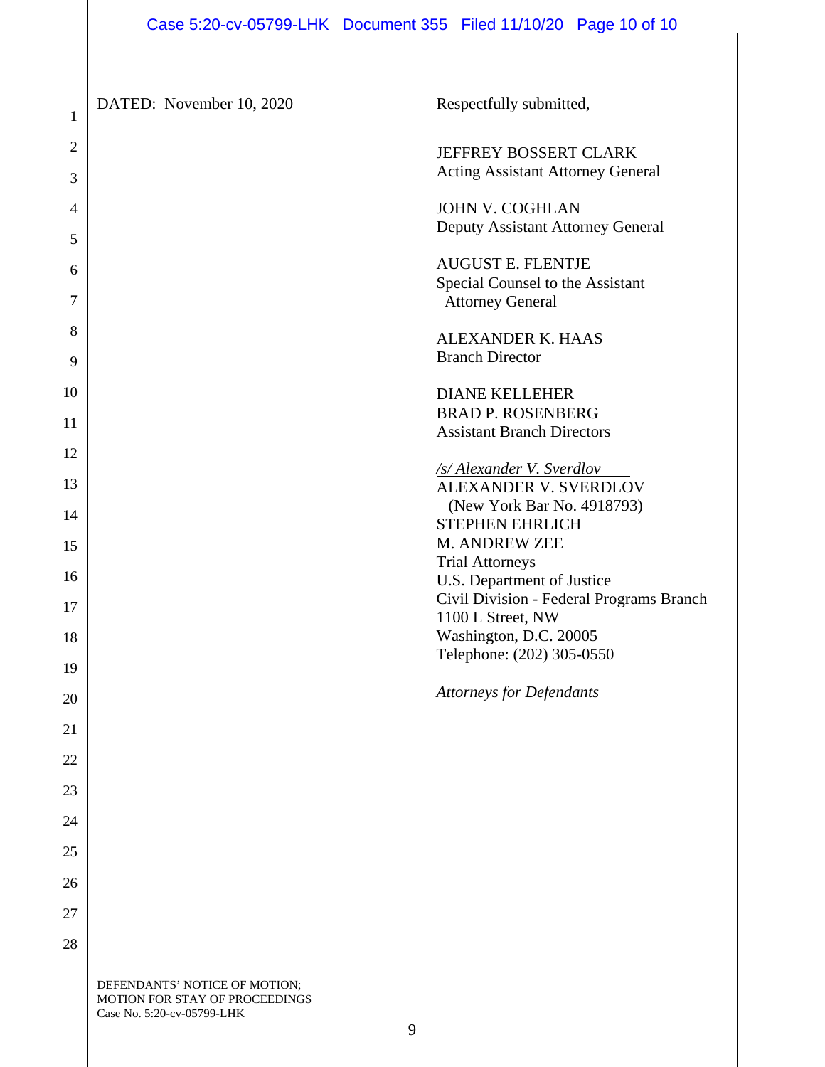DATED: November 10, 2020

Respectfully submitted,

JEFFREY BOSSERT CLARK
Acting Assistant Attorney General

JOHN V. COGHLAN
Deputy Assistant Attorney General

AUGUST E. FLENTJE
Special Counsel to the Assistant Attorney General

ALEXANDER K. HAAS
Branch Director

DIANE KELLEHER
BRAD P. ROSENBERG
Assistant Branch Directors

*/s/ Alexander V. Sverdlov*
ALEXANDER V. SVERDLOV
(New York Bar No. 4918793)
STEPHEN EHRLICH
M. ANDREW ZEE
Trial Attorneys
U.S. Department of Justice
Civil Division - Federal Programs Branch
1100 L Street, NW
Washington, D.C. 20005
Telephone: (202) 305-0550

*Attorneys for Defendants*

DEFENDANTS' NOTICE OF MOTION;
MOTION FOR STAY OF PROCEEDINGS
Case No. 5:20-cv-05799-LHK